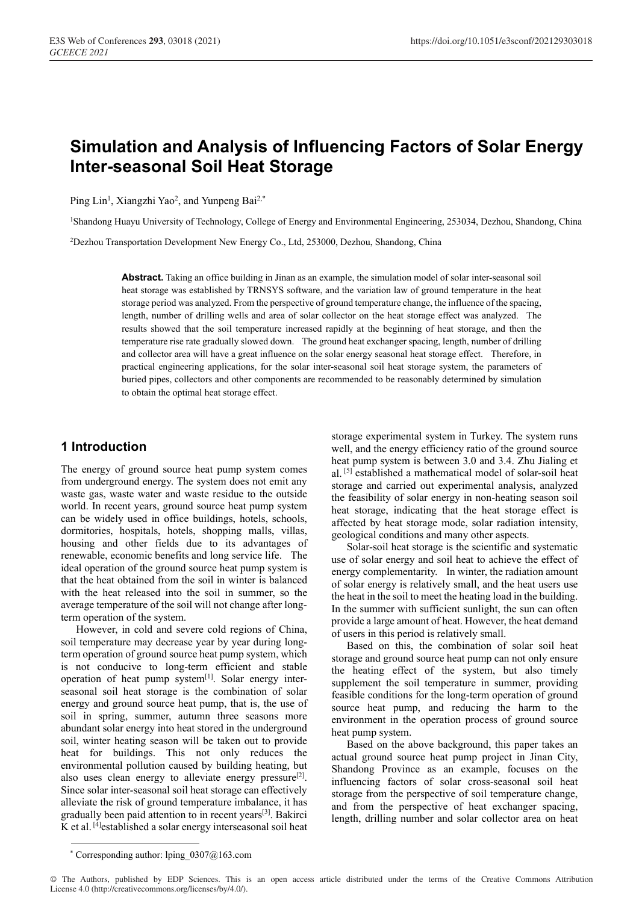# Simulation and Analysis of Influencing Factors of Solar Energy Inter-seasonal Soil Heat Storage

Ping Lin[1], Xiangzhi Yao[2], and Yunpeng Bai[2,*]

[1]Shandong Huayu University of Technology, College of Energy and Environmental Engineering, 253034, Dezhou, Shandong, China

[2]Dezhou Transportation Development New Energy Co., Ltd, 253000, Dezhou, Shandong, China

**Abstract.** Taking an office building in Jinan as an example, the simulation model of solar inter-seasonal soil heat storage was established by TRNSYS software, and the variation law of ground temperature in the heat storage period was analyzed. From the perspective of ground temperature change, the influence of the spacing, length, number of drilling wells and area of solar collector on the heat storage effect was analyzed. The results showed that the soil temperature increased rapidly at the beginning of heat storage, and then the temperature rise rate gradually slowed down. The ground heat exchanger spacing, length, number of drilling and collector area will have a great influence on the solar energy seasonal heat storage effect. Therefore, in practical engineering applications, for the solar inter-seasonal soil heat storage system, the parameters of buried pipes, collectors and other components are recommended to be reasonably determined by simulation to obtain the optimal heat storage effect.

## 1 Introduction

The energy of ground source heat pump system comes from underground energy. The system does not emit any waste gas, waste water and waste residue to the outside world. In recent years, ground source heat pump system can be widely used in office buildings, hotels, schools, dormitories, hospitals, hotels, shopping malls, villas, housing and other fields due to its advantages of renewable, economic benefits and long service life. The ideal operation of the ground source heat pump system is that the heat obtained from the soil in winter is balanced with the heat released into the soil in summer, so the average temperature of the soil will not change after long-term operation of the system.

However, in cold and severe cold regions of China, soil temperature may decrease year by year during long-term operation of ground source heat pump system, which is not conducive to long-term efficient and stable operation of heat pump system[1]. Solar energy inter-seasonal soil heat storage is the combination of solar energy and ground source heat pump, that is, the use of soil in spring, summer, autumn three seasons more abundant solar energy into heat stored in the underground soil, winter heating season will be taken out to provide heat for buildings. This not only reduces the environmental pollution caused by building heating, but also uses clean energy to alleviate energy pressure[2]. Since solar inter-seasonal soil heat storage can effectively alleviate the risk of ground temperature imbalance, it has gradually been paid attention to in recent years[3]. Bakirci K et al. [4]established a solar energy interseasonal soil heat storage experimental system in Turkey. The system runs well, and the energy efficiency ratio of the ground source heat pump system is between 3.0 and 3.4. Zhu Jialing et al. [5] established a mathematical model of solar-soil heat storage and carried out experimental analysis, analyzed the feasibility of solar energy in non-heating season soil heat storage, indicating that the heat storage effect is affected by heat storage mode, solar radiation intensity, geological conditions and many other aspects.

Solar-soil heat storage is the scientific and systematic use of solar energy and soil heat to achieve the effect of energy complementarity. In winter, the radiation amount of solar energy is relatively small, and the heat users use the heat in the soil to meet the heating load in the building. In the summer with sufficient sunlight, the sun can often provide a large amount of heat. However, the heat demand of users in this period is relatively small.

Based on this, the combination of solar soil heat storage and ground source heat pump can not only ensure the heating effect of the system, but also timely supplement the soil temperature in summer, providing feasible conditions for the long-term operation of ground source heat pump, and reducing the harm to the environment in the operation process of ground source heat pump system.

Based on the above background, this paper takes an actual ground source heat pump project in Jinan City, Shandong Province as an example, focuses on the influencing factors of solar cross-seasonal soil heat storage from the perspective of soil temperature change, and from the perspective of heat exchanger spacing, length, drilling number and solar collector area on heat

* Corresponding author: lping_0307@163.com

© The Authors, published by EDP Sciences. This is an open access article distributed under the terms of the Creative Commons Attribution License 4.0 (http://creativecommons.org/licenses/by/4.0/).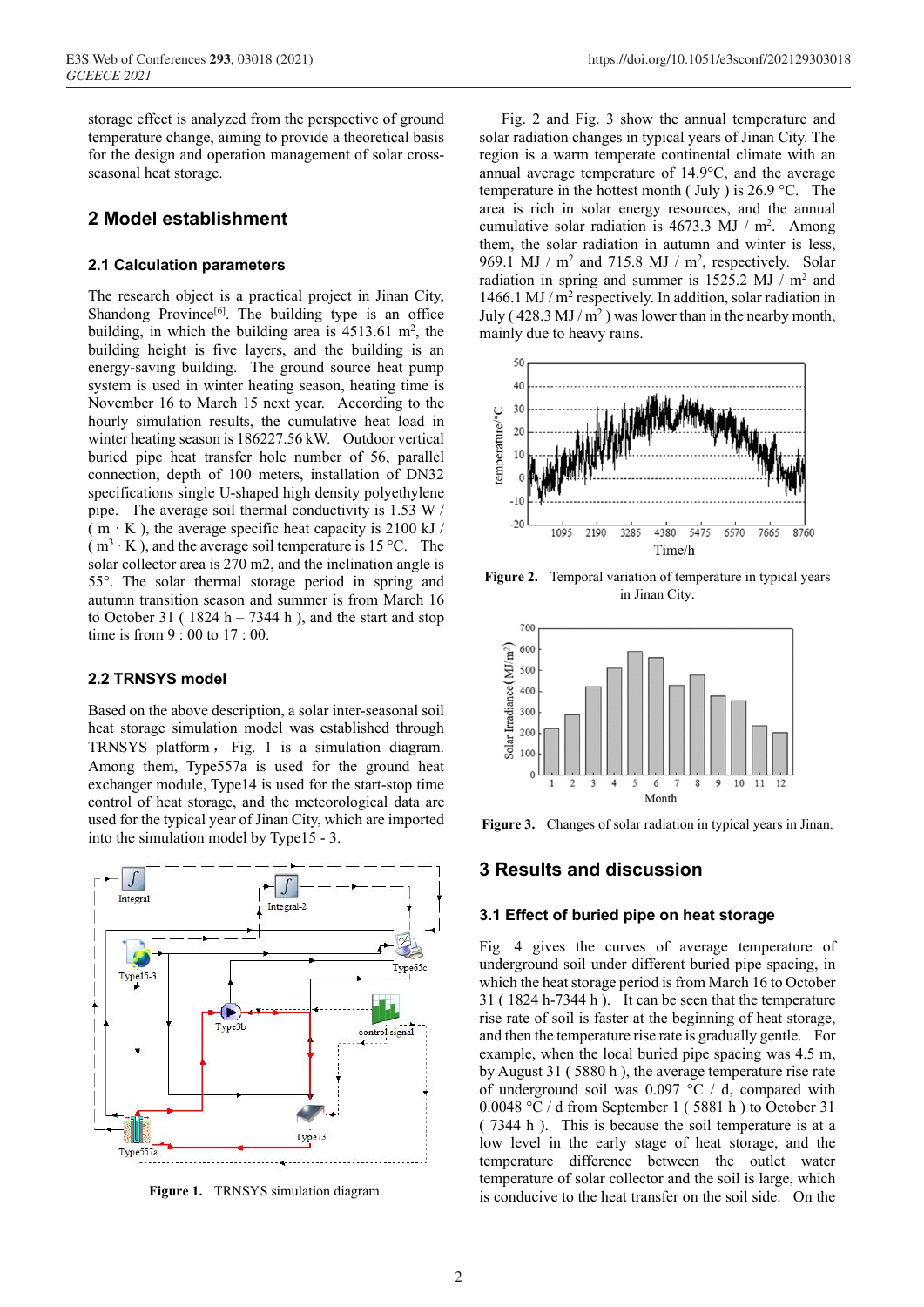storage effect is analyzed from the perspective of ground temperature change, aiming to provide a theoretical basis for the design and operation management of solar cross-seasonal heat storage.

## 2 Model establishment

### 2.1 Calculation parameters

The research object is a practical project in Jinan City, Shandong Province[6]. The building type is an office building, in which the building area is 4513.61 m$^2$, the building height is five layers, and the building is an energy-saving building. The ground source heat pump system is used in winter heating season, heating time is November 16 to March 15 next year. According to the hourly simulation results, the cumulative heat load in winter heating season is 186227.56 kW. Outdoor vertical buried pipe heat transfer hole number of 56, parallel connection, depth of 100 meters, installation of DN32 specifications single U-shaped high density polyethylene pipe. The average soil thermal conductivity is 1.53 W / ( m · K ), the average specific heat capacity is 2100 kJ / ( m$^3$ · K ), and the average soil temperature is 15 °C. The solar collector area is 270 m2, and the inclination angle is 55°. The solar thermal storage period in spring and autumn transition season and summer is from March 16 to October 31 ( 1824 h – 7344 h ), and the start and stop time is from 9 : 00 to 17 : 00.

### 2.2 TRNSYS model

Based on the above description, a solar inter-seasonal soil heat storage simulation model was established through TRNSYS platform， Fig. 1 is a simulation diagram. Among them, Type557a is used for the ground heat exchanger module, Type14 is used for the start-stop time control of heat storage, and the meteorological data are used for the typical year of Jinan City, which are imported into the simulation model by Type15 - 3.

**Figure 1.** TRNSYS simulation diagram.

Fig. 2 and Fig. 3 show the annual temperature and solar radiation changes in typical years of Jinan City. The region is a warm temperate continental climate with an annual average temperature of 14.9°C, and the average temperature in the hottest month ( July ) is 26.9 °C. The area is rich in solar energy resources, and the annual cumulative solar radiation is 4673.3 MJ / m$^2$. Among them, the solar radiation in autumn and winter is less, 969.1 MJ / m$^2$ and 715.8 MJ / m$^2$, respectively. Solar radiation in spring and summer is 1525.2 MJ / m$^2$ and 1466.1 MJ / m$^2$ respectively. In addition, solar radiation in July ( 428.3 MJ / m$^2$ ) was lower than in the nearby month, mainly due to heavy rains.

**Figure 2.** Temporal variation of temperature in typical years in Jinan City.

**Figure 3.** Changes of solar radiation in typical years in Jinan.

## 3 Results and discussion

### 3.1 Effect of buried pipe on heat storage

Fig. 4 gives the curves of average temperature of underground soil under different buried pipe spacing, in which the heat storage period is from March 16 to October 31 ( 1824 h-7344 h ). It can be seen that the temperature rise rate of soil is faster at the beginning of heat storage, and then the temperature rise rate is gradually gentle. For example, when the local buried pipe spacing was 4.5 m, by August 31 ( 5880 h ), the average temperature rise rate of underground soil was 0.097 °C / d, compared with 0.0048 °C / d from September 1 ( 5881 h ) to October 31 ( 7344 h ). This is because the soil temperature is at a low level in the early stage of heat storage, and the temperature difference between the outlet water temperature of solar collector and the soil is large, which is conducive to the heat transfer on the soil side. On the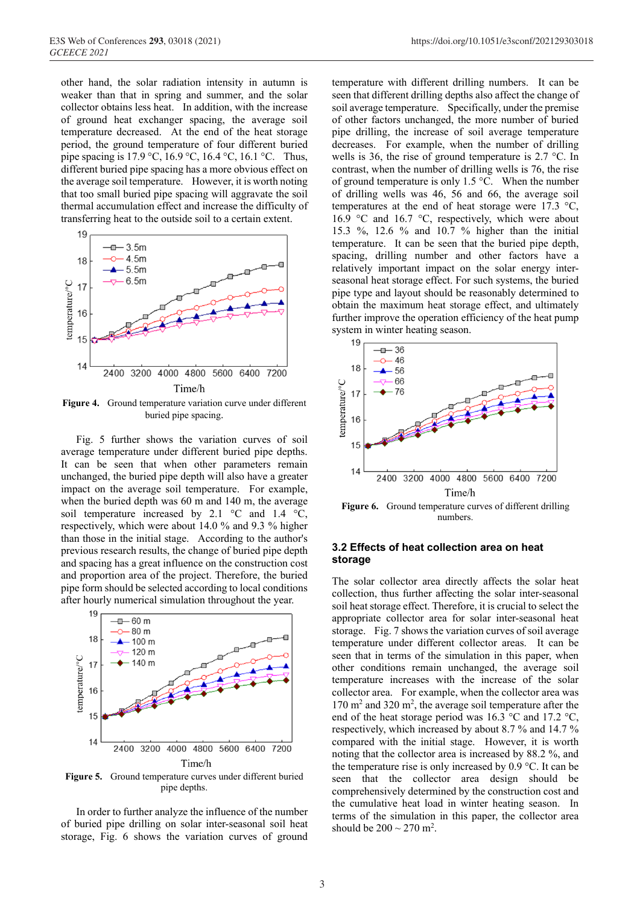other hand, the solar radiation intensity in autumn is weaker than that in spring and summer, and the solar collector obtains less heat. In addition, with the increase of ground heat exchanger spacing, the average soil temperature decreased. At the end of the heat storage period, the ground temperature of four different buried pipe spacing is 17.9 °C, 16.9 °C, 16.4 °C, 16.1 °C. Thus, different buried pipe spacing has a more obvious effect on the average soil temperature. However, it is worth noting that too small buried pipe spacing will aggravate the soil thermal accumulation effect and increase the difficulty of transferring heat to the outside soil to a certain extent.

**Figure 4.** Ground temperature variation curve under different buried pipe spacing.

Fig. 5 further shows the variation curves of soil average temperature under different buried pipe depths. It can be seen that when other parameters remain unchanged, the buried pipe depth will also have a greater impact on the average soil temperature. For example, when the buried depth was 60 m and 140 m, the average soil temperature increased by 2.1 °C and 1.4 °C, respectively, which were about 14.0 % and 9.3 % higher than those in the initial stage. According to the author's previous research results, the change of buried pipe depth and spacing has a great influence on the construction cost and proportion area of the project. Therefore, the buried pipe form should be selected according to local conditions after hourly numerical simulation throughout the year.

**Figure 5.** Ground temperature curves under different buried pipe depths.

In order to further analyze the influence of the number of buried pipe drilling on solar inter-seasonal soil heat storage, Fig. 6 shows the variation curves of ground temperature with different drilling numbers. It can be seen that different drilling depths also affect the change of soil average temperature. Specifically, under the premise of other factors unchanged, the more number of buried pipe drilling, the increase of soil average temperature decreases. For example, when the number of drilling wells is 36, the rise of ground temperature is 2.7 °C. In contrast, when the number of drilling wells is 76, the rise of ground temperature is only 1.5 °C. When the number of drilling wells was 46, 56 and 66, the average soil temperatures at the end of heat storage were 17.3 °C, 16.9 °C and 16.7 °C, respectively, which were about 15.3 %, 12.6 % and 10.7 % higher than the initial temperature. It can be seen that the buried pipe depth, spacing, drilling number and other factors have a relatively important impact on the solar energy inter-seasonal heat storage effect. For such systems, the buried pipe type and layout should be reasonably determined to obtain the maximum heat storage effect, and ultimately further improve the operation efficiency of the heat pump system in winter heating season.

**Figure 6.** Ground temperature curves of different drilling numbers.

### 3.2 Effects of heat collection area on heat storage

The solar collector area directly affects the solar heat collection, thus further affecting the solar inter-seasonal soil heat storage effect. Therefore, it is crucial to select the appropriate collector area for solar inter-seasonal heat storage. Fig. 7 shows the variation curves of soil average temperature under different collector areas. It can be seen that in terms of the simulation in this paper, when other conditions remain unchanged, the average soil temperature increases with the increase of the solar collector area. For example, when the collector area was 170 m$^2$ and 320 m$^2$, the average soil temperature after the end of the heat storage period was 16.3 °C and 17.2 °C, respectively, which increased by about 8.7 % and 14.7 % compared with the initial stage. However, it is worth noting that the collector area is increased by 88.2 %, and the temperature rise is only increased by 0.9 °C. It can be seen that the collector area design should be comprehensively determined by the construction cost and the cumulative heat load in winter heating season. In terms of the simulation in this paper, the collector area should be 200 ~ 270 m$^2$.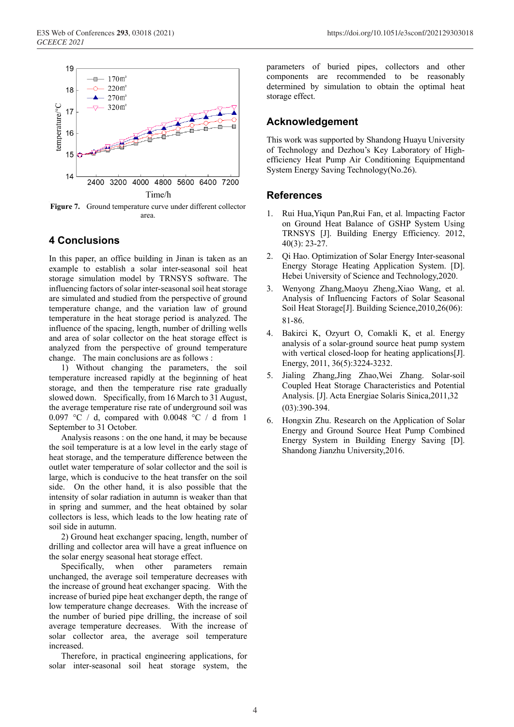19

18

17

16

15

14

temperature/°C

2400 3200 4000 4800 5600 6400 7200

Time/h

170㎡

220㎡

270㎡

320㎡

**Figure 7.** Ground temperature curve under different collector area.

## 4 Conclusions

In this paper, an office building in Jinan is taken as an example to establish a solar inter-seasonal soil heat storage simulation model by TRNSYS software. The influencing factors of solar inter-seasonal soil heat storage are simulated and studied from the perspective of ground temperature change, and the variation law of ground temperature in the heat storage period is analyzed. The influence of the spacing, length, number of drilling wells and area of solar collector on the heat storage effect is analyzed from the perspective of ground temperature change. The main conclusions are as follows :

1) Without changing the parameters, the soil temperature increased rapidly at the beginning of heat storage, and then the temperature rise rate gradually slowed down. Specifically, from 16 March to 31 August, the average temperature rise rate of underground soil was 0.097 °C / d, compared with 0.0048 °C / d from 1 September to 31 October.

Analysis reasons : on the one hand, it may be because the soil temperature is at a low level in the early stage of heat storage, and the temperature difference between the outlet water temperature of solar collector and the soil is large, which is conducive to the heat transfer on the soil side. On the other hand, it is also possible that the intensity of solar radiation in autumn is weaker than that in spring and summer, and the heat obtained by solar collectors is less, which leads to the low heating rate of soil side in autumn.

2) Ground heat exchanger spacing, length, number of drilling and collector area will have a great influence on the solar energy seasonal heat storage effect.

Specifically, when other parameters remain unchanged, the average soil temperature decreases with the increase of ground heat exchanger spacing. With the increase of buried pipe heat exchanger depth, the range of low temperature change decreases. With the increase of the number of buried pipe drilling, the increase of soil average temperature decreases. With the increase of solar collector area, the average soil temperature increased.

Therefore, in practical engineering applications, for solar inter-seasonal soil heat storage system, the parameters of buried pipes, collectors and other components are recommended to be reasonably determined by simulation to obtain the optimal heat storage effect.

## Acknowledgement

This work was supported by Shandong Huayu University of Technology and Dezhou's Key Laboratory of High-efficiency Heat Pump Air Conditioning Equipmentand System Energy Saving Technology(No.26).

## References

1. Rui Hua,Yiqun Pan,Rui Fan, et al. lmpacting Factor on Ground Heat Balance of GSHP System Using TRNSYS [J]. Building Energy Efficiency. 2012, 40(3): 23-27.
2. Qi Hao. Optimization of Solar Energy Inter-seasonal Energy Storage Heating Application System. [D]. Hebei University of Science and Technology,2020.
3. Wenyong Zhang,Maoyu Zheng,Xiao Wang, et al. Analysis of Influencing Factors of Solar Seasonal Soil Heat Storage[J]. Building Science,2010,26(06): 81-86.
4. Bakirci K, Ozyurt O, Comakli K, et al. Energy analysis of a solar-ground source heat pump system with vertical closed-loop for heating applications[J]. Energy, 2011, 36(5):3224-3232.
5. Jialing Zhang,Jing Zhao,Wei Zhang. Solar-soil Coupled Heat Storage Characteristics and Potential Analysis. [J]. Acta Energiae Solaris Sinica,2011,32 (03):390-394.
6. Hongxin Zhu. Research on the Application of Solar Energy and Ground Source Heat Pump Combined Energy System in Building Energy Saving [D]. Shandong Jianzhu University,2016.